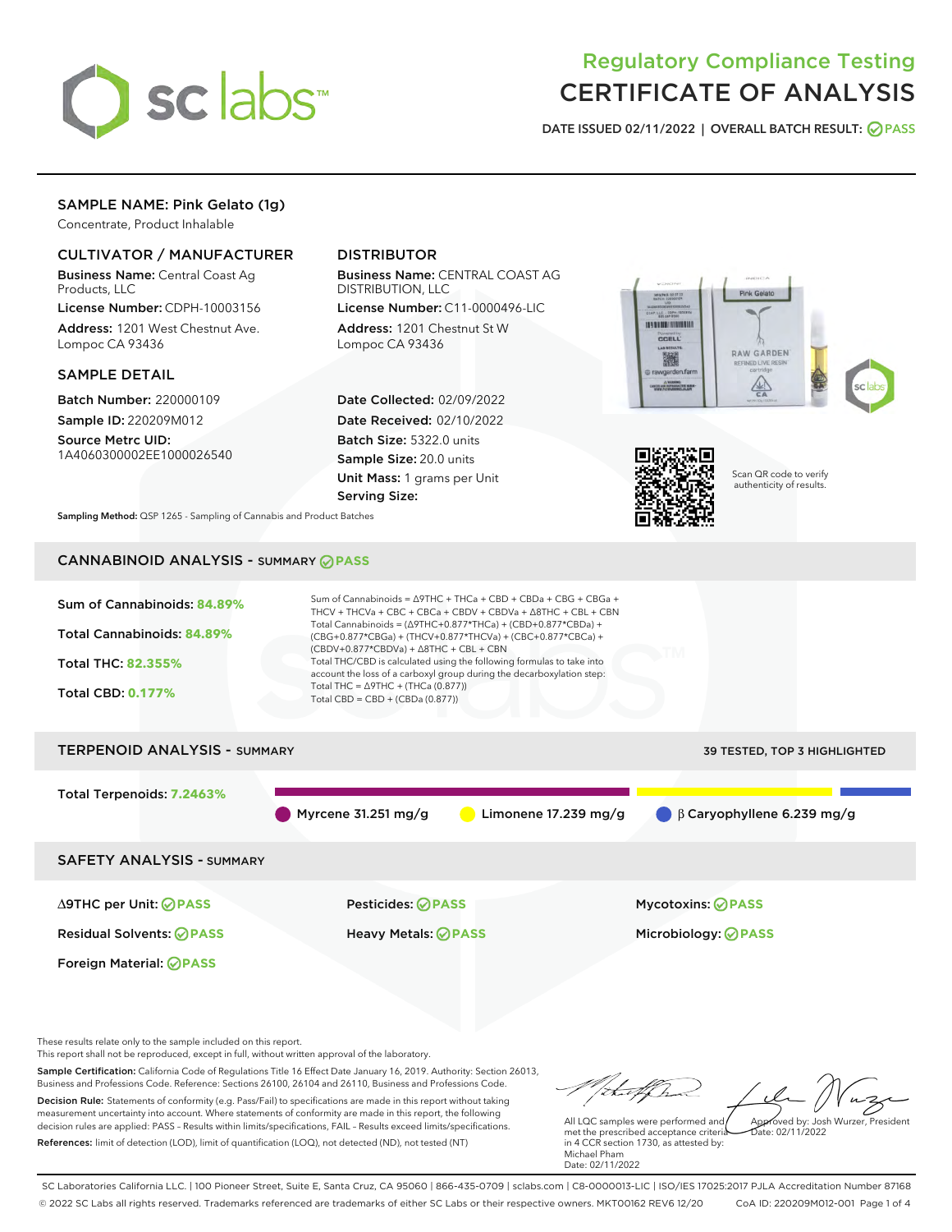# Regulatory Compliance Testing
# CERTIFICATE OF ANALYSIS

DATE ISSUED 02/11/2022 | OVERALL BATCH RESULT: PASS

## SAMPLE NAME: Pink Gelato (1g)

Concentrate, Product Inhalable

### CULTIVATOR / MANUFACTURER

**Business Name:** Central Coast Ag Products, LLC

**License Number:** CDPH-10003156

**Address:** 1201 West Chestnut Ave. Lompoc CA 93436

### DISTRIBUTOR

**Business Name:** CENTRAL COAST AG DISTRIBUTION, LLC

**License Number:** C11-0000496-LIC

**Address:** 1201 Chestnut St W Lompoc CA 93436

### SAMPLE DETAIL

**Batch Number:** 220000109

**Sample ID:** 220209M012

**Source Metrc UID:** 1A4060300002EE1000026540

**Date Collected:** 02/09/2022

**Date Received:** 02/10/2022

**Batch Size:** 5322.0 units

**Sample Size:** 20.0 units

**Unit Mass:** 1 grams per Unit

**Serving Size:**

Scan QR code to verify authenticity of results.

**Sampling Method:** QSP 1265 - Sampling of Cannabis and Product Batches

## CANNABINOID ANALYSIS - SUMMARY PASS

**Sum of Cannabinoids:** 84.89%

**Total Cannabinoids:** 84.89%

**Total THC:** 82.355%

**Total CBD:** 0.177%

Sum of Cannabinoids = Δ9THC + THCa + CBD + CBDa + CBG + CBGa + THCV + THCVa + CBC + CBCa + CBDV + CBDVa + Δ8THC + CBL + CBN

Total Cannabinoids = (Δ9THC+0.877*THCa) + (CBD+0.877*CBDa) + (CBG+0.877*CBGa) + (THCV+0.877*THCVa) + (CBC+0.877*CBCa) + (CBDV+0.877*CBDVa) + Δ8THC + CBL + CBN

Total THC/CBD is calculated using the following formulas to take into account the loss of a carboxyl group during the decarboxylation step:

Total THC = Δ9THC + (THCa (0.877))

Total CBD = CBD + (CBDa (0.877))

## TERPENOID ANALYSIS - SUMMARY

39 TESTED, TOP 3 HIGHLIGHTED

**Total Terpenoids:** 7.2463%

- Myrcene 31.251 mg/g
- Limonene 17.239 mg/g
- β Caryophyllene 6.239 mg/g

## SAFETY ANALYSIS - SUMMARY

| | | |
|---|---|---|
| Δ9THC per Unit: PASS | Pesticides: PASS | Mycotoxins: PASS |
| Residual Solvents: PASS | Heavy Metals: PASS | Microbiology: PASS |
| Foreign Material: PASS | | |

These results relate only to the sample included on this report.
This report shall not be reproduced, except in full, without written approval of the laboratory.

**Sample Certification:** California Code of Regulations Title 16 Effect Date January 16, 2019. Authority: Section 26013, Business and Professions Code. Reference: Sections 26100, 26104 and 26110, Business and Professions Code.

**Decision Rule:** Statements of conformity (e.g. Pass/Fail) to specifications are made in this report without taking measurement uncertainty into account. Where statements of conformity are made in this report, the following decision rules are applied: PASS – Results within limits/specifications, FAIL – Results exceed limits/specifications.

**References:** limit of detection (LOD), limit of quantification (LOQ), not detected (ND), not tested (NT)

All LQC samples were performed and met the prescribed acceptance criteria in 4 CCR section 1730, as attested by: Michael Pham
Date: 02/11/2022

Approved by: Josh Wurzer, President
Date: 02/11/2022

SC Laboratories California LLC. | 100 Pioneer Street, Suite E, Santa Cruz, CA 95060 | 866-435-0709 | sclabs.com | C8-0000013-LIC | ISO/IES 17025:2017 PJLA Accreditation Number 87168
© 2022 SC Labs all rights reserved. Trademarks referenced are trademarks of either SC Labs or their respective owners. MKT00162 REV6 12/20 CoA ID: 220209M012-001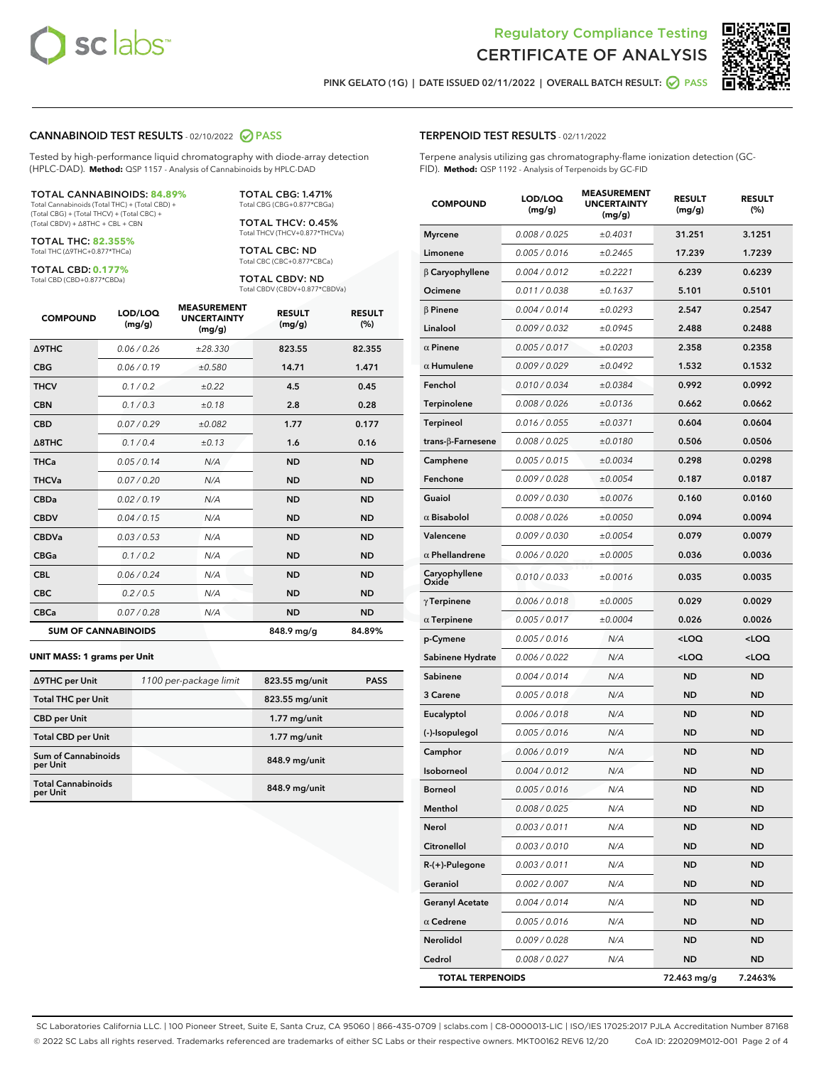# Regulatory Compliance Testing
# CERTIFICATE OF ANALYSIS

PINK GELATO (1G) | DATE ISSUED 02/11/2022 | OVERALL BATCH RESULT: PASS

## CANNABINOID TEST RESULTS - 02/10/2022 PASS

Tested by high-performance liquid chromatography with diode-array detection (HPLC-DAD). **Method:** QSP 1157 - Analysis of Cannabinoids by HPLC-DAD

**TOTAL CANNABINOIDS: 84.89%**
Total Cannabinoids (Total THC) + (Total CBD) + (Total CBG) + (Total THCV) + (Total CBC) + (Total CBDV) + Δ8THC + CBL + CBN

**TOTAL THC: 82.355%**
Total THC (Δ9THC+0.877*THCa)

**TOTAL CBD: 0.177%**
Total CBD (CBD+0.877*CBDa)

**TOTAL CBG: 1.471%**
Total CBG (CBG+0.877*CBGa)

**TOTAL THCV: 0.45%**
Total THCV (THCV+0.877*THCVa)

**TOTAL CBC: ND**
Total CBC (CBC+0.877*CBCa)

**TOTAL CBDV: ND**
Total CBDV (CBDV+0.877*CBDVa)

| COMPOUND | LOD/LOQ (mg/g) | MEASUREMENT UNCERTAINTY (mg/g) | RESULT (mg/g) | RESULT (%) |
|---|---|---|---|---|
| Δ9THC | 0.06 / 0.26 | ±28.330 | 823.55 | 82.355 |
| CBG | 0.06 / 0.19 | ±0.580 | 14.71 | 1.471 |
| THCV | 0.1 / 0.2 | ±0.22 | 4.5 | 0.45 |
| CBN | 0.1 / 0.3 | ±0.18 | 2.8 | 0.28 |
| CBD | 0.07 / 0.29 | ±0.082 | 1.77 | 0.177 |
| Δ8THC | 0.1 / 0.4 | ±0.13 | 1.6 | 0.16 |
| THCa | 0.05 / 0.14 | N/A | ND | ND |
| THCVa | 0.07 / 0.20 | N/A | ND | ND |
| CBDa | 0.02 / 0.19 | N/A | ND | ND |
| CBDV | 0.04 / 0.15 | N/A | ND | ND |
| CBDVa | 0.03 / 0.53 | N/A | ND | ND |
| CBGa | 0.1 / 0.2 | N/A | ND | ND |
| CBL | 0.06 / 0.24 | N/A | ND | ND |
| CBC | 0.2 / 0.5 | N/A | ND | ND |
| CBCa | 0.07 / 0.28 | N/A | ND | ND |
| **SUM OF CANNABINOIDS** | | | 848.9 mg/g | 84.89% |

**UNIT MASS: 1 grams per Unit**

| | | | |
|---|---|---|---|
| Δ9THC per Unit | 1100 per-package limit | 823.55 mg/unit | PASS |
| Total THC per Unit | | 823.55 mg/unit | |
| CBD per Unit | | 1.77 mg/unit | |
| Total CBD per Unit | | 1.77 mg/unit | |
| Sum of Cannabinoids per Unit | | 848.9 mg/unit | |
| Total Cannabinoids per Unit | | 848.9 mg/unit | |

## TERPENOID TEST RESULTS - 02/11/2022

Terpene analysis utilizing gas chromatography-flame ionization detection (GC-FID). **Method:** QSP 1192 - Analysis of Terpenoids by GC-FID

| COMPOUND | LOD/LOQ (mg/g) | MEASUREMENT UNCERTAINTY (mg/g) | RESULT (mg/g) | RESULT (%) |
|---|---|---|---|---|
| Myrcene | 0.008 / 0.025 | ±0.4031 | 31.251 | 3.1251 |
| Limonene | 0.005 / 0.016 | ±0.2465 | 17.239 | 1.7239 |
| β Caryophyllene | 0.004 / 0.012 | ±0.2221 | 6.239 | 0.6239 |
| Ocimene | 0.011 / 0.038 | ±0.1637 | 5.101 | 0.5101 |
| β Pinene | 0.004 / 0.014 | ±0.0293 | 2.547 | 0.2547 |
| Linalool | 0.009 / 0.032 | ±0.0945 | 2.488 | 0.2488 |
| α Pinene | 0.005 / 0.017 | ±0.0203 | 2.358 | 0.2358 |
| α Humulene | 0.009 / 0.029 | ±0.0492 | 1.532 | 0.1532 |
| Fenchol | 0.010 / 0.034 | ±0.0384 | 0.992 | 0.0992 |
| Terpinolene | 0.008 / 0.026 | ±0.0136 | 0.662 | 0.0662 |
| Terpineol | 0.016 / 0.055 | ±0.0371 | 0.604 | 0.0604 |
| trans-β-Farnesene | 0.008 / 0.025 | ±0.0180 | 0.506 | 0.0506 |
| Camphene | 0.005 / 0.015 | ±0.0034 | 0.298 | 0.0298 |
| Fenchone | 0.009 / 0.028 | ±0.0054 | 0.187 | 0.0187 |
| Guaiol | 0.009 / 0.030 | ±0.0076 | 0.160 | 0.0160 |
| α Bisabolol | 0.008 / 0.026 | ±0.0050 | 0.094 | 0.0094 |
| Valencene | 0.009 / 0.030 | ±0.0054 | 0.079 | 0.0079 |
| α Phellandrene | 0.006 / 0.020 | ±0.0005 | 0.036 | 0.0036 |
| Caryophyllene Oxide | 0.010 / 0.033 | ±0.0016 | 0.035 | 0.0035 |
| γ Terpinene | 0.006 / 0.018 | ±0.0005 | 0.029 | 0.0029 |
| α Terpinene | 0.005 / 0.017 | ±0.0004 | 0.026 | 0.0026 |
| p-Cymene | 0.005 / 0.016 | N/A | <LOQ | <LOQ |
| Sabinene Hydrate | 0.006 / 0.022 | N/A | <LOQ | <LOQ |
| Sabinene | 0.004 / 0.014 | N/A | ND | ND |
| 3 Carene | 0.005 / 0.018 | N/A | ND | ND |
| Eucalyptol | 0.006 / 0.018 | N/A | ND | ND |
| (-)-Isopulegol | 0.005 / 0.016 | N/A | ND | ND |
| Camphor | 0.006 / 0.019 | N/A | ND | ND |
| Isoborneol | 0.004 / 0.012 | N/A | ND | ND |
| Borneol | 0.005 / 0.016 | N/A | ND | ND |
| Menthol | 0.008 / 0.025 | N/A | ND | ND |
| Nerol | 0.003 / 0.011 | N/A | ND | ND |
| Citronellol | 0.003 / 0.010 | N/A | ND | ND |
| R-(+)-Pulegone | 0.003 / 0.011 | N/A | ND | ND |
| Geraniol | 0.002 / 0.007 | N/A | ND | ND |
| Geranyl Acetate | 0.004 / 0.014 | N/A | ND | ND |
| α Cedrene | 0.005 / 0.016 | N/A | ND | ND |
| Nerolidol | 0.009 / 0.028 | N/A | ND | ND |
| Cedrol | 0.008 / 0.027 | N/A | ND | ND |
| **TOTAL TERPENOIDS** | | | 72.463 mg/g | 7.2463% |

SC Laboratories California LLC. | 100 Pioneer Street, Suite E, Santa Cruz, CA 95060 | 866-435-0709 | sclabs.com | C8-0000013-LIC | ISO/IES 17025:2017 PJLA Accreditation Number 87168
© 2022 SC Labs all rights reserved. Trademarks referenced are trademarks of either SC Labs or their respective owners. MKT00162 REV6 12/20 CoA ID: 220209M012-001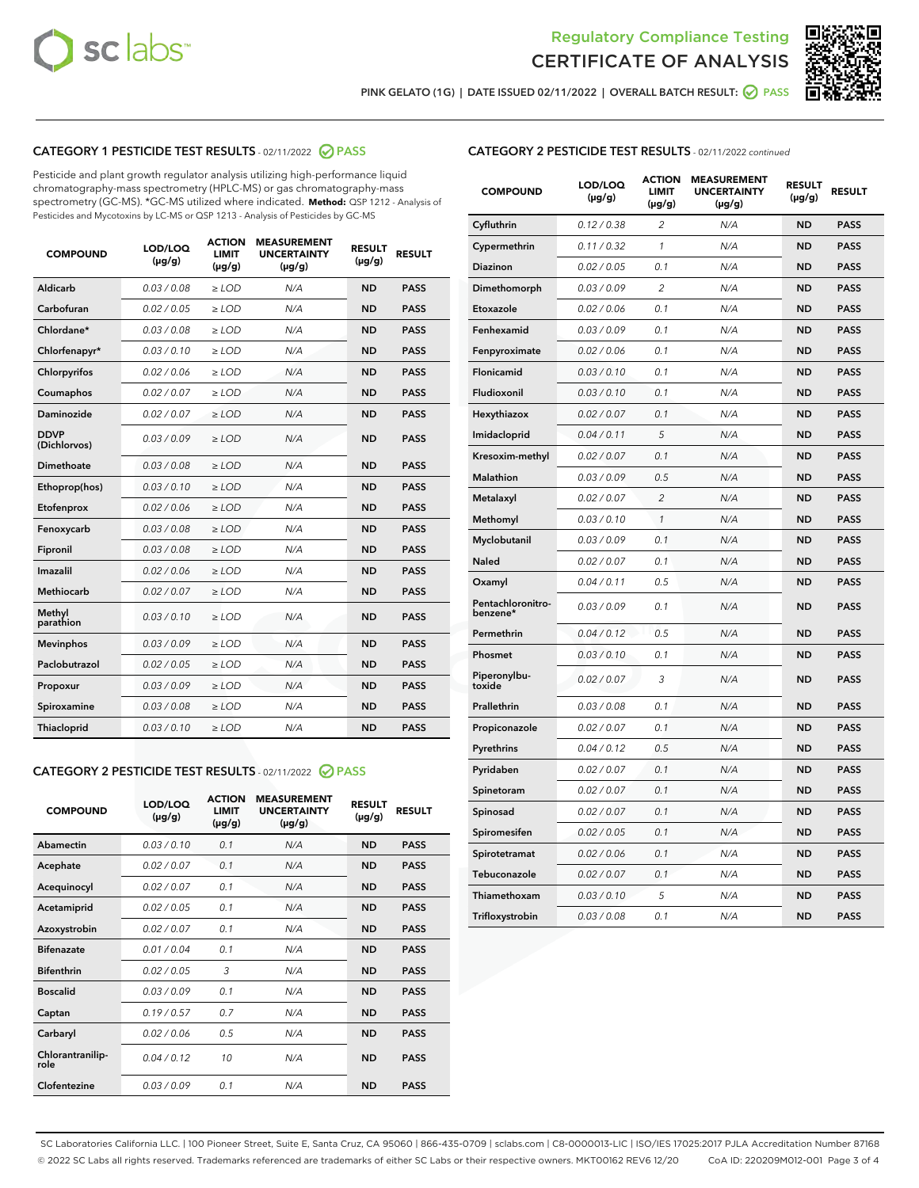Regulatory Compliance Testing

CERTIFICATE OF ANALYSIS

PINK GELATO (1G) | DATE ISSUED 02/11/2022 | OVERALL BATCH RESULT: PASS

## CATEGORY 1 PESTICIDE TEST RESULTS - 02/11/2022 PASS

Pesticide and plant growth regulator analysis utilizing high-performance liquid chromatography-mass spectrometry (HPLC-MS) or gas chromatography-mass spectrometry (GC-MS). *GC-MS utilized where indicated. **Method:** QSP 1212 - Analysis of Pesticides and Mycotoxins by LC-MS or QSP 1213 - Analysis of Pesticides by GC-MS

| COMPOUND | LOD/LOQ (µg/g) | ACTION LIMIT (µg/g) | MEASUREMENT UNCERTAINTY (µg/g) | RESULT (µg/g) | RESULT |
|---|---|---|---|---|---|
| Aldicarb | 0.03 / 0.08 | ≥ LOD | N/A | ND | PASS |
| Carbofuran | 0.02 / 0.05 | ≥ LOD | N/A | ND | PASS |
| Chlordane* | 0.03 / 0.08 | ≥ LOD | N/A | ND | PASS |
| Chlorfenapyr* | 0.03 / 0.10 | ≥ LOD | N/A | ND | PASS |
| Chlorpyrifos | 0.02 / 0.06 | ≥ LOD | N/A | ND | PASS |
| Coumaphos | 0.02 / 0.07 | ≥ LOD | N/A | ND | PASS |
| Daminozide | 0.02 / 0.07 | ≥ LOD | N/A | ND | PASS |
| DDVP (Dichlorvos) | 0.03 / 0.09 | ≥ LOD | N/A | ND | PASS |
| Dimethoate | 0.03 / 0.08 | ≥ LOD | N/A | ND | PASS |
| Ethoprop(hos) | 0.03 / 0.10 | ≥ LOD | N/A | ND | PASS |
| Etofenprox | 0.02 / 0.06 | ≥ LOD | N/A | ND | PASS |
| Fenoxycarb | 0.03 / 0.08 | ≥ LOD | N/A | ND | PASS |
| Fipronil | 0.03 / 0.08 | ≥ LOD | N/A | ND | PASS |
| Imazalil | 0.02 / 0.06 | ≥ LOD | N/A | ND | PASS |
| Methiocarb | 0.02 / 0.07 | ≥ LOD | N/A | ND | PASS |
| Methyl parathion | 0.03 / 0.10 | ≥ LOD | N/A | ND | PASS |
| Mevinphos | 0.03 / 0.09 | ≥ LOD | N/A | ND | PASS |
| Paclobutrazol | 0.02 / 0.05 | ≥ LOD | N/A | ND | PASS |
| Propoxur | 0.03 / 0.09 | ≥ LOD | N/A | ND | PASS |
| Spiroxamine | 0.03 / 0.08 | ≥ LOD | N/A | ND | PASS |
| Thiacloprid | 0.03 / 0.10 | ≥ LOD | N/A | ND | PASS |

## CATEGORY 2 PESTICIDE TEST RESULTS - 02/11/2022 PASS

| COMPOUND | LOD/LOQ (µg/g) | ACTION LIMIT (µg/g) | MEASUREMENT UNCERTAINTY (µg/g) | RESULT (µg/g) | RESULT |
|---|---|---|---|---|---|
| Abamectin | 0.03 / 0.10 | 0.1 | N/A | ND | PASS |
| Acephate | 0.02 / 0.07 | 0.1 | N/A | ND | PASS |
| Acequinocyl | 0.02 / 0.07 | 0.1 | N/A | ND | PASS |
| Acetamiprid | 0.02 / 0.05 | 0.1 | N/A | ND | PASS |
| Azoxystrobin | 0.02 / 0.07 | 0.1 | N/A | ND | PASS |
| Bifenazate | 0.01 / 0.04 | 0.1 | N/A | ND | PASS |
| Bifenthrin | 0.02 / 0.05 | 3 | N/A | ND | PASS |
| Boscalid | 0.03 / 0.09 | 0.1 | N/A | ND | PASS |
| Captan | 0.19 / 0.57 | 0.7 | N/A | ND | PASS |
| Carbaryl | 0.02 / 0.06 | 0.5 | N/A | ND | PASS |
| Chlorantraniliprole | 0.04 / 0.12 | 10 | N/A | ND | PASS |
| Clofentezine | 0.03 / 0.09 | 0.1 | N/A | ND | PASS |
| Cyfluthrin | 0.12 / 0.38 | 2 | N/A | ND | PASS |
| Cypermethrin | 0.11 / 0.32 | 1 | N/A | ND | PASS |
| Diazinon | 0.02 / 0.05 | 0.1 | N/A | ND | PASS |
| Dimethomorph | 0.03 / 0.09 | 2 | N/A | ND | PASS |
| Etoxazole | 0.02 / 0.06 | 0.1 | N/A | ND | PASS |
| Fenhexamid | 0.03 / 0.09 | 0.1 | N/A | ND | PASS |
| Fenpyroximate | 0.02 / 0.06 | 0.1 | N/A | ND | PASS |
| Flonicamid | 0.03 / 0.10 | 0.1 | N/A | ND | PASS |
| Fludioxonil | 0.03 / 0.10 | 0.1 | N/A | ND | PASS |
| Hexythiazox | 0.02 / 0.07 | 0.1 | N/A | ND | PASS |
| Imidacloprid | 0.04 / 0.11 | 5 | N/A | ND | PASS |
| Kresoxim-methyl | 0.02 / 0.07 | 0.1 | N/A | ND | PASS |
| Malathion | 0.03 / 0.09 | 0.5 | N/A | ND | PASS |
| Metalaxyl | 0.02 / 0.07 | 2 | N/A | ND | PASS |
| Methomyl | 0.03 / 0.10 | 1 | N/A | ND | PASS |
| Myclobutanil | 0.03 / 0.09 | 0.1 | N/A | ND | PASS |
| Naled | 0.02 / 0.07 | 0.1 | N/A | ND | PASS |
| Oxamyl | 0.04 / 0.11 | 0.5 | N/A | ND | PASS |
| Pentachloronitrobenzene* | 0.03 / 0.09 | 0.1 | N/A | ND | PASS |
| Permethrin | 0.04 / 0.12 | 0.5 | N/A | ND | PASS |
| Phosmet | 0.03 / 0.10 | 0.1 | N/A | ND | PASS |
| Piperonylbutoxide | 0.02 / 0.07 | 3 | N/A | ND | PASS |
| Prallethrin | 0.03 / 0.08 | 0.1 | N/A | ND | PASS |
| Propiconazole | 0.02 / 0.07 | 0.1 | N/A | ND | PASS |
| Pyrethrins | 0.04 / 0.12 | 0.5 | N/A | ND | PASS |
| Pyridaben | 0.02 / 0.07 | 0.1 | N/A | ND | PASS |
| Spinetoram | 0.02 / 0.07 | 0.1 | N/A | ND | PASS |
| Spinosad | 0.02 / 0.07 | 0.1 | N/A | ND | PASS |
| Spiromesifen | 0.02 / 0.05 | 0.1 | N/A | ND | PASS |
| Spirotetramat | 0.02 / 0.06 | 0.1 | N/A | ND | PASS |
| Tebuconazole | 0.02 / 0.07 | 0.1 | N/A | ND | PASS |
| Thiamethoxam | 0.03 / 0.10 | 5 | N/A | ND | PASS |
| Trifloxystrobin | 0.03 / 0.08 | 0.1 | N/A | ND | PASS |

SC Laboratories California LLC. | 100 Pioneer Street, Suite E, Santa Cruz, CA 95060 | 866-435-0709 | sclabs.com | C8-0000013-LIC | ISO/IES 17025:2017 PJLA Accreditation Number 87168
© 2022 SC Labs all rights reserved. Trademarks referenced are trademarks of either SC Labs or their respective owners. MKT00162 REV6 12/20 CoA ID: 220209M012-001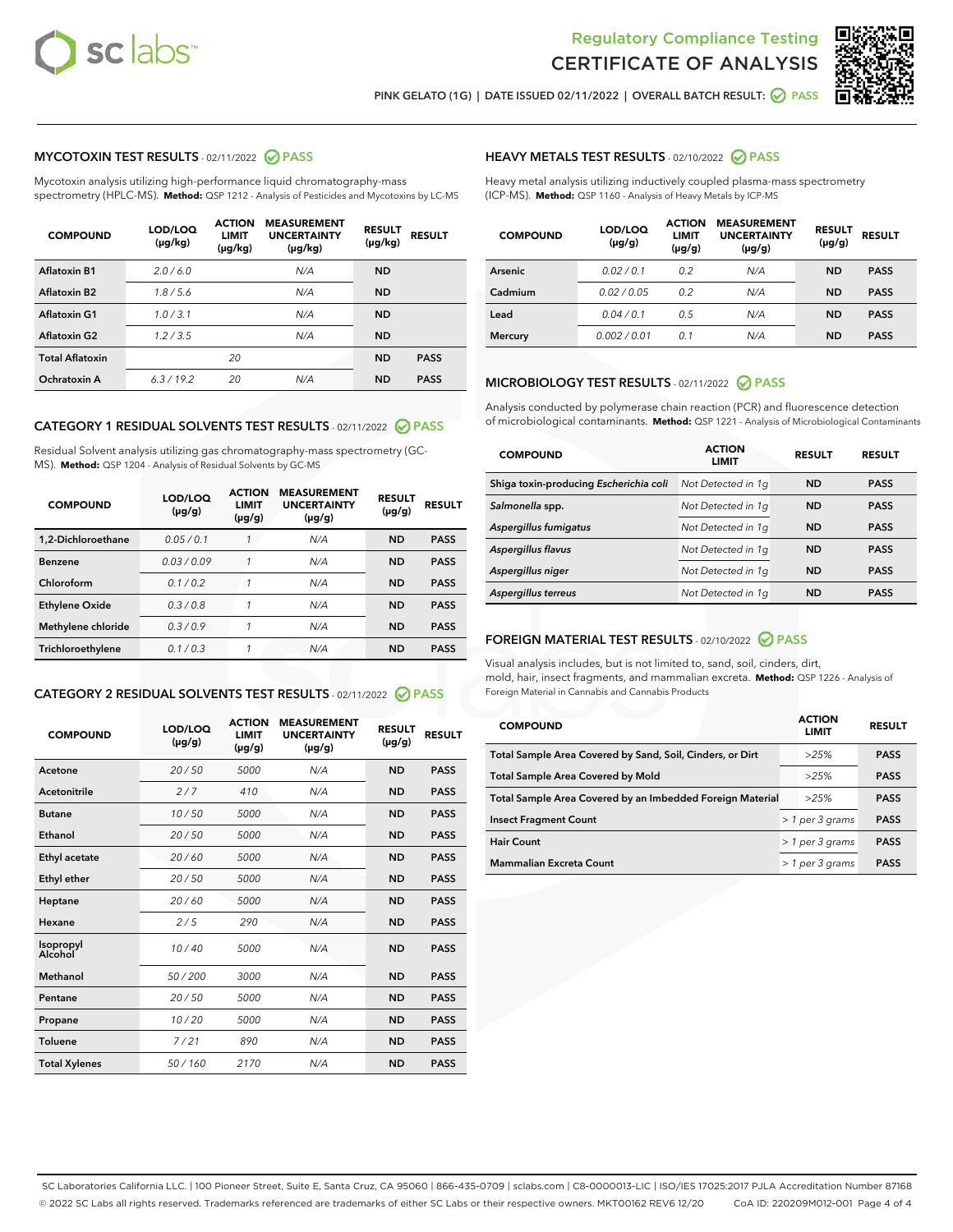Regulatory Compliance Testing
CERTIFICATE OF ANALYSIS

PINK GELATO (1G) | DATE ISSUED 02/11/2022 | OVERALL BATCH RESULT: PASS

## MYCOTOXIN TEST RESULTS - 02/11/2022 PASS

Mycotoxin analysis utilizing high-performance liquid chromatography-mass spectrometry (HPLC-MS). **Method:** QSP 1212 - Analysis of Pesticides and Mycotoxins by LC-MS

| COMPOUND | LOD/LOQ (µg/kg) | ACTION LIMIT (µg/kg) | MEASUREMENT UNCERTAINTY (µg/kg) | RESULT (µg/kg) | RESULT |
|---|---|---|---|---|---|
| Aflatoxin B1 | 2.0 / 6.0 | | N/A | ND | |
| Aflatoxin B2 | 1.8 / 5.6 | | N/A | ND | |
| Aflatoxin G1 | 1.0 / 3.1 | | N/A | ND | |
| Aflatoxin G2 | 1.2 / 3.5 | | N/A | ND | |
| Total Aflatoxin | | 20 | | ND | PASS |
| Ochratoxin A | 6.3 / 19.2 | 20 | N/A | ND | PASS |

## CATEGORY 1 RESIDUAL SOLVENTS TEST RESULTS - 02/11/2022 PASS

Residual Solvent analysis utilizing gas chromatography-mass spectrometry (GC-MS). **Method:** QSP 1204 - Analysis of Residual Solvents by GC-MS

| COMPOUND | LOD/LOQ (µg/g) | ACTION LIMIT (µg/g) | MEASUREMENT UNCERTAINTY (µg/g) | RESULT (µg/g) | RESULT |
|---|---|---|---|---|---|
| 1,2-Dichloroethane | 0.05 / 0.1 | 1 | N/A | ND | PASS |
| Benzene | 0.03 / 0.09 | 1 | N/A | ND | PASS |
| Chloroform | 0.1 / 0.2 | 1 | N/A | ND | PASS |
| Ethylene Oxide | 0.3 / 0.8 | 1 | N/A | ND | PASS |
| Methylene chloride | 0.3 / 0.9 | 1 | N/A | ND | PASS |
| Trichloroethylene | 0.1 / 0.3 | 1 | N/A | ND | PASS |

## CATEGORY 2 RESIDUAL SOLVENTS TEST RESULTS - 02/11/2022 PASS

| COMPOUND | LOD/LOQ (µg/g) | ACTION LIMIT (µg/g) | MEASUREMENT UNCERTAINTY (µg/g) | RESULT (µg/g) | RESULT |
|---|---|---|---|---|---|
| Acetone | 20 / 50 | 5000 | N/A | ND | PASS |
| Acetonitrile | 2 / 7 | 410 | N/A | ND | PASS |
| Butane | 10 / 50 | 5000 | N/A | ND | PASS |
| Ethanol | 20 / 50 | 5000 | N/A | ND | PASS |
| Ethyl acetate | 20 / 60 | 5000 | N/A | ND | PASS |
| Ethyl ether | 20 / 50 | 5000 | N/A | ND | PASS |
| Heptane | 20 / 60 | 5000 | N/A | ND | PASS |
| Hexane | 2 / 5 | 290 | N/A | ND | PASS |
| Isopropyl Alcohol | 10 / 40 | 5000 | N/A | ND | PASS |
| Methanol | 50 / 200 | 3000 | N/A | ND | PASS |
| Pentane | 20 / 50 | 5000 | N/A | ND | PASS |
| Propane | 10 / 20 | 5000 | N/A | ND | PASS |
| Toluene | 7 / 21 | 890 | N/A | ND | PASS |
| Total Xylenes | 50 / 160 | 2170 | N/A | ND | PASS |

## HEAVY METALS TEST RESULTS - 02/10/2022 PASS

Heavy metal analysis utilizing inductively coupled plasma-mass spectrometry (ICP-MS). **Method:** QSP 1160 - Analysis of Heavy Metals by ICP-MS

| COMPOUND | LOD/LOQ (µg/g) | ACTION LIMIT (µg/g) | MEASUREMENT UNCERTAINTY (µg/g) | RESULT (µg/g) | RESULT |
|---|---|---|---|---|---|
| Arsenic | 0.02 / 0.1 | 0.2 | N/A | ND | PASS |
| Cadmium | 0.02 / 0.05 | 0.2 | N/A | ND | PASS |
| Lead | 0.04 / 0.1 | 0.5 | N/A | ND | PASS |
| Mercury | 0.002 / 0.01 | 0.1 | N/A | ND | PASS |

## MICROBIOLOGY TEST RESULTS - 02/11/2022 PASS

Analysis conducted by polymerase chain reaction (PCR) and fluorescence detection of microbiological contaminants. **Method:** QSP 1221 - Analysis of Microbiological Contaminants

| COMPOUND | ACTION LIMIT | RESULT | RESULT |
|---|---|---|---|
| Shiga toxin-producing *Escherichia coli* | Not Detected in 1g | ND | PASS |
| *Salmonella* spp. | Not Detected in 1g | ND | PASS |
| *Aspergillus fumigatus* | Not Detected in 1g | ND | PASS |
| *Aspergillus flavus* | Not Detected in 1g | ND | PASS |
| *Aspergillus niger* | Not Detected in 1g | ND | PASS |
| *Aspergillus terreus* | Not Detected in 1g | ND | PASS |

## FOREIGN MATERIAL TEST RESULTS - 02/10/2022 PASS

Visual analysis includes, but is not limited to, sand, soil, cinders, dirt, mold, hair, insect fragments, and mammalian excreta. **Method:** QSP 1226 - Analysis of Foreign Material in Cannabis and Cannabis Products

| COMPOUND | ACTION LIMIT | RESULT |
|---|---|---|
| Total Sample Area Covered by Sand, Soil, Cinders, or Dirt | >25% | PASS |
| Total Sample Area Covered by Mold | >25% | PASS |
| Total Sample Area Covered by an Imbedded Foreign Material | >25% | PASS |
| Insect Fragment Count | > 1 per 3 grams | PASS |
| Hair Count | > 1 per 3 grams | PASS |
| Mammalian Excreta Count | > 1 per 3 grams | PASS |

SC Laboratories California LLC. | 100 Pioneer Street, Suite E, Santa Cruz, CA 95060 | 866-435-0709 | sclabs.com | C8-0000013-LIC | ISO/IES 17025:2017 PJLA Accreditation Number 87168
© 2022 SC Labs all rights reserved. Trademarks referenced are trademarks of either SC Labs or their respective owners. MKT00162 REV6 12/20 CoA ID: 220209M012-001